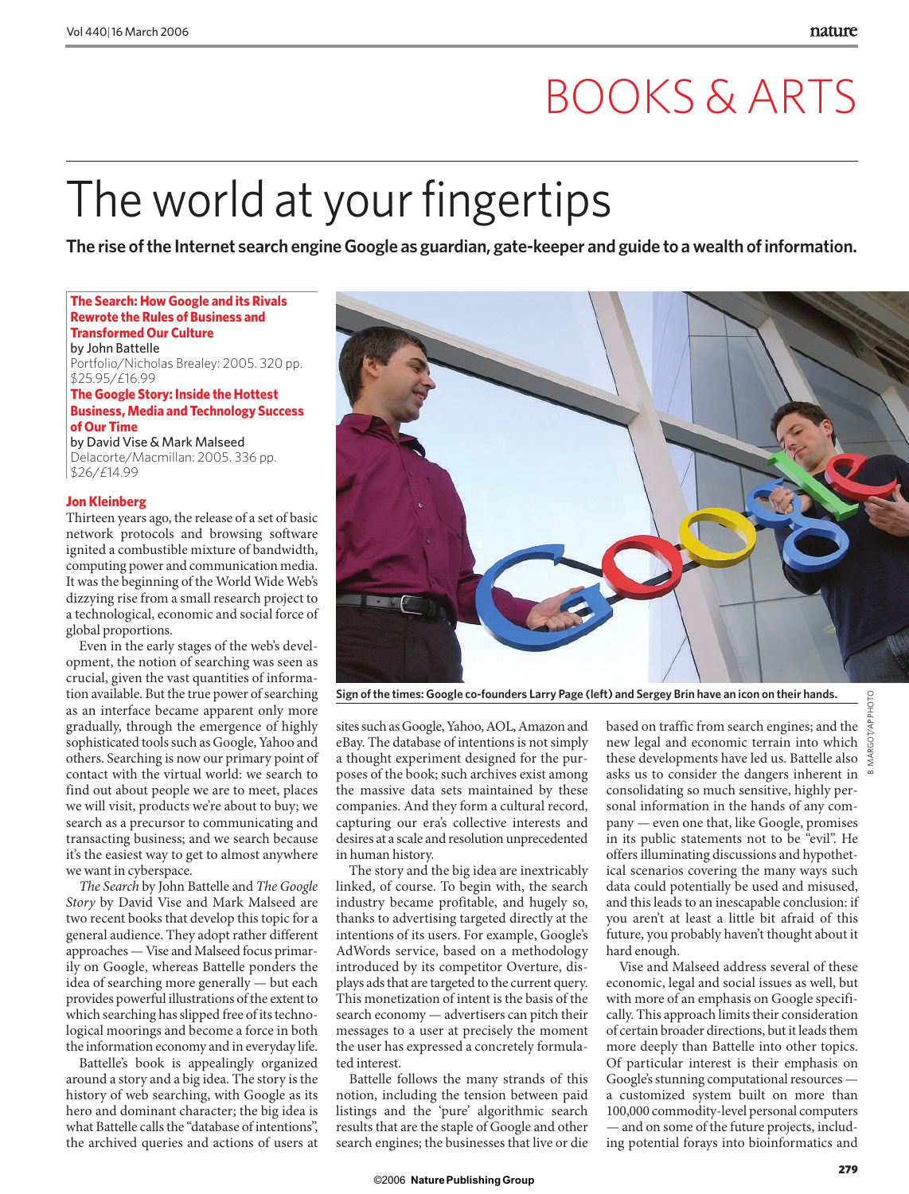# BOOKS & ARTS

# The world at your fingertips

**The rise of the Internet search engine Google as guardian, gate-keeper and guide to a wealth of information.**

**The Search: How Google and its Rivals Rewrote the Rules of Business and Transformed Our Culture**
by John Battelle
Portfolio/Nicholas Brealey: 2005. 320 pp. $25.95/£16.99

**The Google Story: Inside the Hottest Business, Media and Technology Success of Our Time**
by David Vise & Mark Malseed
Delacorte/Macmillan: 2005. 336 pp. $26/£14.99

**Jon Kleinberg**

Thirteen years ago, the release of a set of basic network protocols and browsing software ignited a combustible mixture of bandwidth, computing power and communication media. It was the beginning of the World Wide Web's dizzying rise from a small research project to a technological, economic and social force of global proportions.

Even in the early stages of the web's development, the notion of searching was seen as crucial, given the vast quantities of information available. But the true power of searching as an interface became apparent only more gradually, through the emergence of highly sophisticated tools such as Google, Yahoo and others. Searching is now our primary point of contact with the virtual world: we search to find out about people we are to meet, places we will visit, products we're about to buy; we search as a precursor to communicating and transacting business; and we search because it's the easiest way to get to almost anywhere we want in cyberspace.

*The Search* by John Battelle and *The Google Story* by David Vise and Mark Malseed are two recent books that develop this topic for a general audience. They adopt rather different approaches — Vise and Malseed focus primarily on Google, whereas Battelle ponders the idea of searching more generally — but each provides powerful illustrations of the extent to which searching has slipped free of its technological moorings and become a force in both the information economy and in everyday life.

Battelle's book is appealingly organized around a story and a big idea. The story is the history of web searching, with Google as its hero and dominant character; the big idea is what Battelle calls the "database of intentions", the archived queries and actions of users at sites such as Google, Yahoo, AOL, Amazon and eBay. The database of intentions is not simply a thought experiment designed for the purposes of the book; such archives exist among the massive data sets maintained by these companies. And they form a cultural record, capturing our era's collective interests and desires at a scale and resolution unprecedented in human history.

Sign of the times: Google co-founders Larry Page (left) and Sergey Brin have an icon on their hands.

The story and the big idea are inextricably linked, of course. To begin with, the search industry became profitable, and hugely so, thanks to advertising targeted directly at the intentions of its users. For example, Google's AdWords service, based on a methodology introduced by its competitor Overture, displays ads that are targeted to the current query. This monetization of intent is the basis of the search economy — advertisers can pitch their messages to a user at precisely the moment the user has expressed a concretely formulated interest.

Battelle follows the many strands of this notion, including the tension between paid listings and the 'pure' algorithmic search results that are the staple of Google and other search engines; the businesses that live or die based on traffic from search engines; and the new legal and economic terrain into which these developments have led us. Battelle also asks us to consider the dangers inherent in consolidating so much sensitive, highly personal information in the hands of any company — even one that, like Google, promises in its public statements not to be "evil". He offers illuminating discussions and hypothetical scenarios covering the many ways such data could potentially be used and misused, and this leads to an inescapable conclusion: if you aren't at least a little bit afraid of this future, you probably haven't thought about it hard enough.

Vise and Malseed address several of these economic, legal and social issues as well, but with more of an emphasis on Google specifically. This approach limits their consideration of certain broader directions, but it leads them more deeply than Battelle into other topics. Of particular interest is their emphasis on Google's stunning computational resources — a customized system built on more than 100,000 commodity-level personal computers — and on some of the future projects, including potential forays into bioinformatics and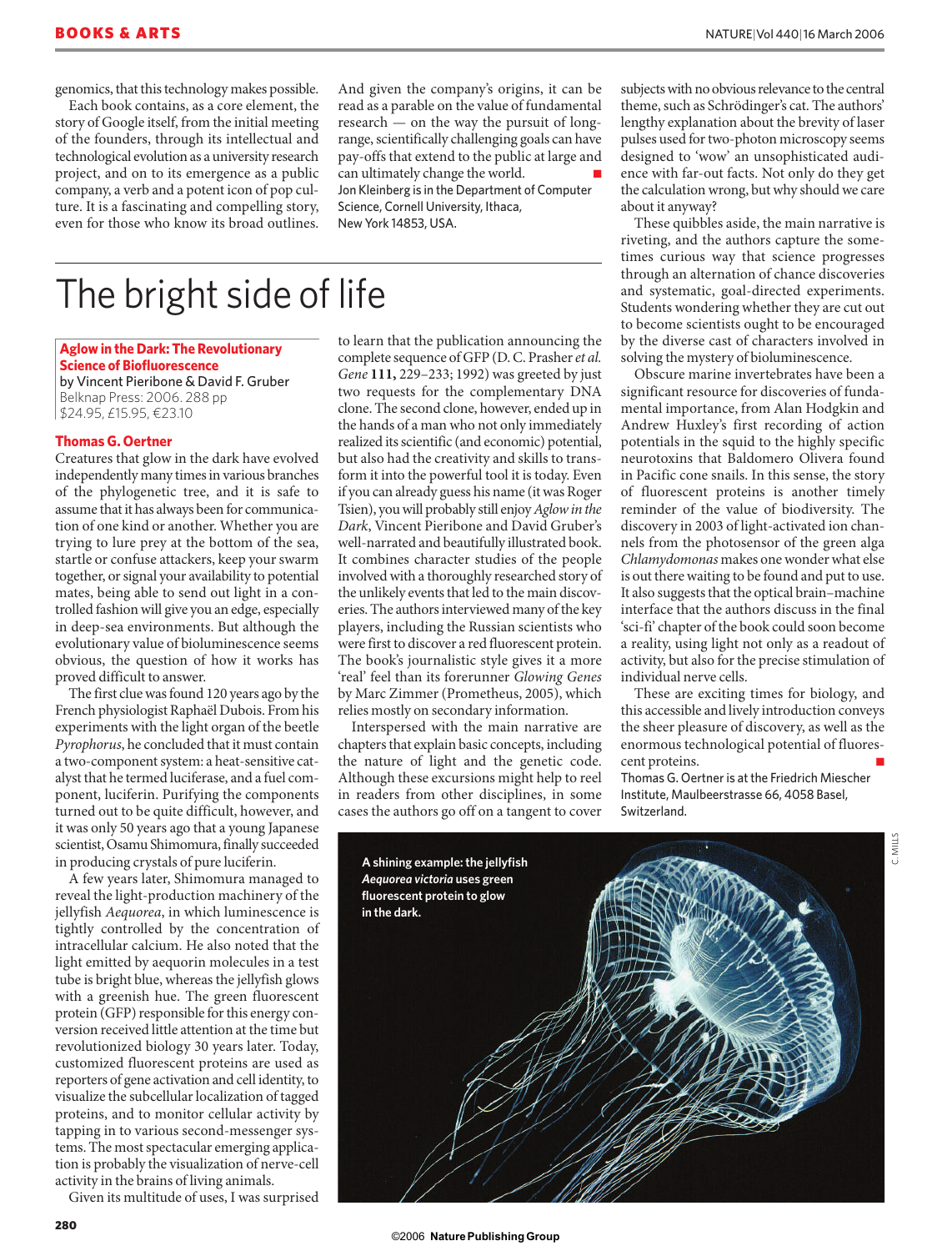genomics, that this technology makes possible.

Each book contains, as a core element, the story of Google itself, from the initial meeting of the founders, through its intellectual and technological evolution as a university research project, and on to its emergence as a public company, a verb and a potent icon of pop culture. It is a fascinating and compelling story, even for those who know its broad outlines.

And given the company's origins, it can be read as a parable on the value of fundamental research — on the way the pursuit of long-range, scientifically challenging goals can have pay-offs that extend to the public at large and can ultimately change the world. ■

Jon Kleinberg is in the Department of Computer Science, Cornell University, Ithaca, New York 14853, USA.

# The bright side of life

**Aglow in the Dark: The Revolutionary Science of Biofluorescence**
by Vincent Pieribone & David F. Gruber
Belknap Press: 2006. 288 pp
$24.95, £15.95, €23.10

**Thomas G. Oertner**

Creatures that glow in the dark have evolved independently many times in various branches of the phylogenetic tree, and it is safe to assume that it has always been for communication of one kind or another. Whether you are trying to lure prey at the bottom of the sea, startle or confuse attackers, keep your swarm together, or signal your availability to potential mates, being able to send out light in a controlled fashion will give you an edge, especially in deep-sea environments. But although the evolutionary value of bioluminescence seems obvious, the question of how it works has proved difficult to answer.

The first clue was found 120 years ago by the French physiologist Raphaël Dubois. From his experiments with the light organ of the beetle *Pyrophorus*, he concluded that it must contain a two-component system: a heat-sensitive catalyst that he termed luciferase, and a fuel component, luciferin. Purifying the components turned out to be quite difficult, however, and it was only 50 years ago that a young Japanese scientist, Osamu Shimomura, finally succeeded in producing crystals of pure luciferin.

A few years later, Shimomura managed to reveal the light-production machinery of the jellyfish *Aequorea*, in which luminescence is tightly controlled by the concentration of intracellular calcium. He also noted that the light emitted by aequorin molecules in a test tube is bright blue, whereas the jellyfish glows with a greenish hue. The green fluorescent protein (GFP) responsible for this energy conversion received little attention at the time but revolutionized biology 30 years later. Today, customized fluorescent proteins are used as reporters of gene activation and cell identity, to visualize the subcellular localization of tagged proteins, and to monitor cellular activity by tapping in to various second-messenger systems. The most spectacular emerging application is probably the visualization of nerve-cell activity in the brains of living animals.

Given its multitude of uses, I was surprised to learn that the publication announcing the complete sequence of GFP (D. C. Prasher *et al. Gene* **111,** 229–233; 1992) was greeted by just two requests for the complementary DNA clone. The second clone, however, ended up in the hands of a man who not only immediately realized its scientific (and economic) potential, but also had the creativity and skills to transform it into the powerful tool it is today. Even if you can already guess his name (it was Roger Tsien), you will probably still enjoy *Aglow in the Dark*, Vincent Pieribone and David Gruber's well-narrated and beautifully illustrated book. It combines character studies of the people involved with a thoroughly researched story of the unlikely events that led to the main discoveries. The authors interviewed many of the key players, including the Russian scientists who were first to discover a red fluorescent protein. The book's journalistic style gives it a more 'real' feel than its forerunner *Glowing Genes* by Marc Zimmer (Prometheus, 2005), which relies mostly on secondary information.

Interspersed with the main narrative are chapters that explain basic concepts, including the nature of light and the genetic code. Although these excursions might help to reel in readers from other disciplines, in some cases the authors go off on a tangent to cover subjects with no obvious relevance to the central theme, such as Schrödinger's cat. The authors' lengthy explanation about the brevity of laser pulses used for two-photon microscopy seems designed to 'wow' an unsophisticated audience with far-out facts. Not only do they get the calculation wrong, but why should we care about it anyway?

These quibbles aside, the main narrative is riveting, and the authors capture the sometimes curious way that science progresses through an alternation of chance discoveries and systematic, goal-directed experiments. Students wondering whether they are cut out to become scientists ought to be encouraged by the diverse cast of characters involved in solving the mystery of bioluminescence.

Obscure marine invertebrates have been a significant resource for discoveries of fundamental importance, from Alan Hodgkin and Andrew Huxley's first recording of action potentials in the squid to the highly specific neurotoxins that Baldomero Olivera found in Pacific cone snails. In this sense, the story of fluorescent proteins is another timely reminder of the value of biodiversity. The discovery in 2003 of light-activated ion channels from the photosensor of the green alga *Chlamydomonas* makes one wonder what else is out there waiting to be found and put to use. It also suggests that the optical brain–machine interface that the authors discuss in the final 'sci-fi' chapter of the book could soon become a reality, using light not only as a readout of activity, but also for the precise stimulation of individual nerve cells.

These are exciting times for biology, and this accessible and lively introduction conveys the sheer pleasure of discovery, as well as the enormous technological potential of fluorescent proteins. ■

Thomas G. Oertner is at the Friedrich Miescher Institute, Maulbeerstrasse 66, 4058 Basel, Switzerland.

**A shining example: the jellyfish *Aequorea victoria* uses green fluorescent protein to glow in the dark.**